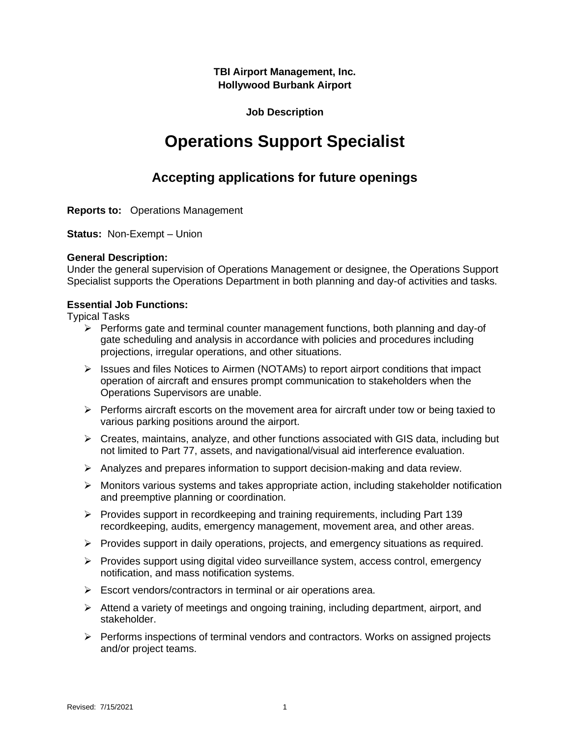**TBI Airport Management, Inc.**
**Hollywood Burbank Airport**

**Job Description**

# Operations Support Specialist

## Accepting applications for future openings

**Reports to:** Operations Management

**Status:** Non-Exempt – Union

**General Description:**
Under the general supervision of Operations Management or designee, the Operations Support Specialist supports the Operations Department in both planning and day-of activities and tasks.

**Essential Job Functions:**
Typical Tasks

- Performs gate and terminal counter management functions, both planning and day-of gate scheduling and analysis in accordance with policies and procedures including projections, irregular operations, and other situations.
- Issues and files Notices to Airmen (NOTAMs) to report airport conditions that impact operation of aircraft and ensures prompt communication to stakeholders when the Operations Supervisors are unable.
- Performs aircraft escorts on the movement area for aircraft under tow or being taxied to various parking positions around the airport.
- Creates, maintains, analyze, and other functions associated with GIS data, including but not limited to Part 77, assets, and navigational/visual aid interference evaluation.
- Analyzes and prepares information to support decision-making and data review.
- Monitors various systems and takes appropriate action, including stakeholder notification and preemptive planning or coordination.
- Provides support in recordkeeping and training requirements, including Part 139 recordkeeping, audits, emergency management, movement area, and other areas.
- Provides support in daily operations, projects, and emergency situations as required.
- Provides support using digital video surveillance system, access control, emergency notification, and mass notification systems.
- Escort vendors/contractors in terminal or air operations area.
- Attend a variety of meetings and ongoing training, including department, airport, and stakeholder.
- Performs inspections of terminal vendors and contractors. Works on assigned projects and/or project teams.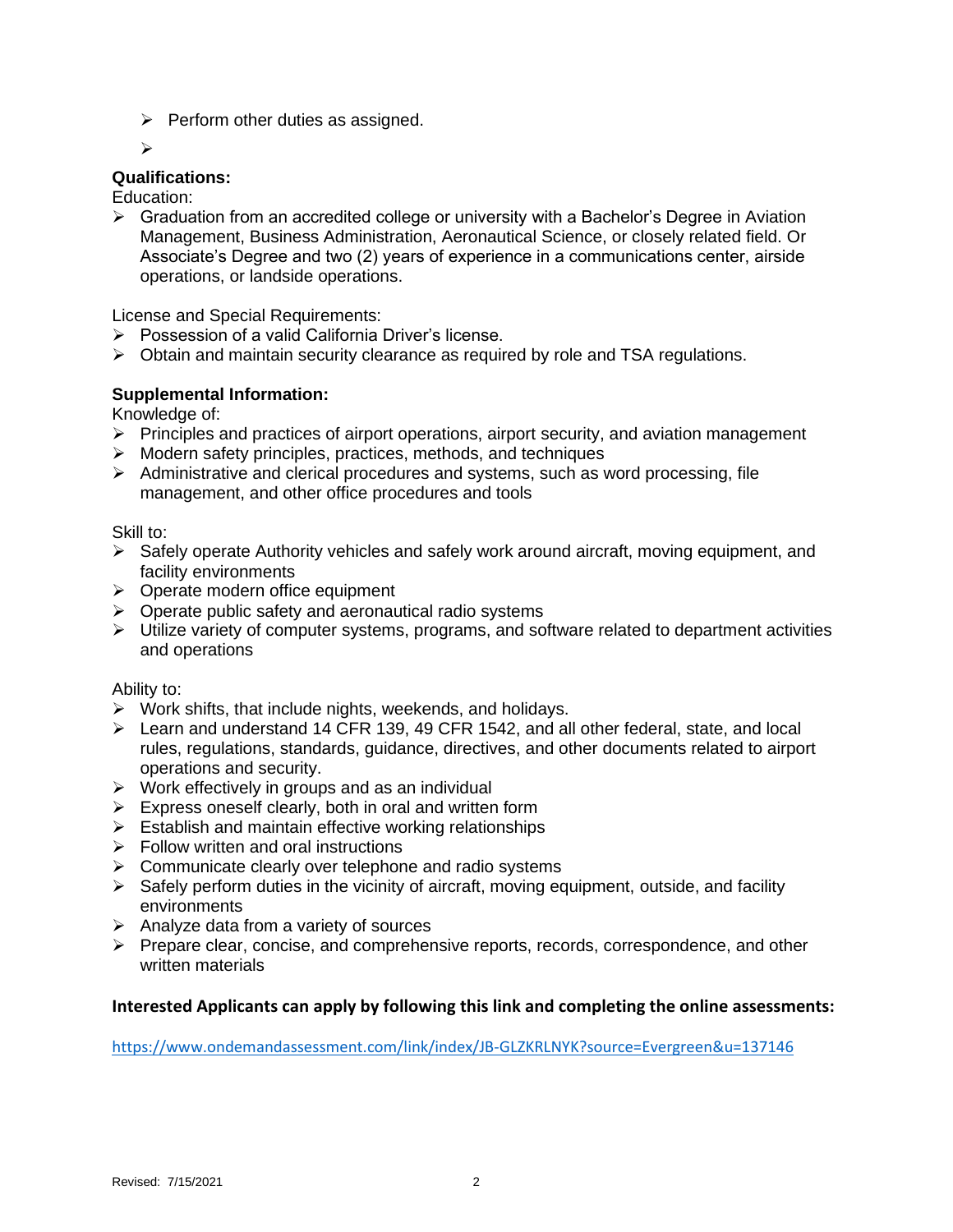- Perform other duties as assigned.
-

**Qualifications:**

Education:

- Graduation from an accredited college or university with a Bachelor's Degree in Aviation Management, Business Administration, Aeronautical Science, or closely related field. Or Associate's Degree and two (2) years of experience in a communications center, airside operations, or landside operations.

License and Special Requirements:

- Possession of a valid California Driver's license.
- Obtain and maintain security clearance as required by role and TSA regulations.

**Supplemental Information:**

Knowledge of:

- Principles and practices of airport operations, airport security, and aviation management
- Modern safety principles, practices, methods, and techniques
- Administrative and clerical procedures and systems, such as word processing, file management, and other office procedures and tools

Skill to:

- Safely operate Authority vehicles and safely work around aircraft, moving equipment, and facility environments
- Operate modern office equipment
- Operate public safety and aeronautical radio systems
- Utilize variety of computer systems, programs, and software related to department activities and operations

Ability to:

- Work shifts, that include nights, weekends, and holidays.
- Learn and understand 14 CFR 139, 49 CFR 1542, and all other federal, state, and local rules, regulations, standards, guidance, directives, and other documents related to airport operations and security.
- Work effectively in groups and as an individual
- Express oneself clearly, both in oral and written form
- Establish and maintain effective working relationships
- Follow written and oral instructions
- Communicate clearly over telephone and radio systems
- Safely perform duties in the vicinity of aircraft, moving equipment, outside, and facility environments
- Analyze data from a variety of sources
- Prepare clear, concise, and comprehensive reports, records, correspondence, and other written materials

**Interested Applicants can apply by following this link and completing the online assessments:**

https://www.ondemandassessment.com/link/index/JB-GLZKRLNYK?source=Evergreen&u=137146

Revised: 7/15/2021